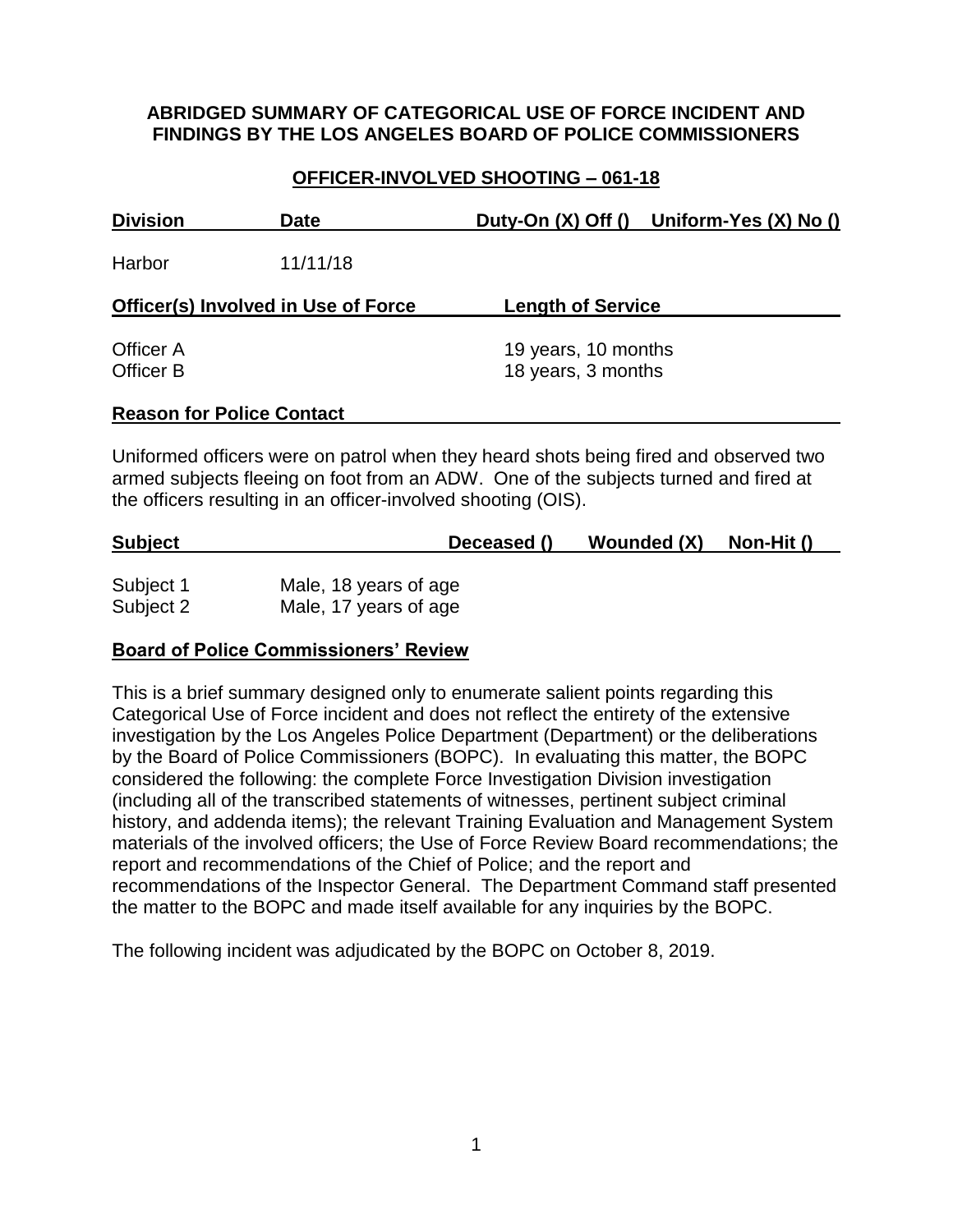# ABRIDGED SUMMARY OF CATEGORICAL USE OF FORCE INCIDENT AND FINDINGS BY THE LOS ANGELES BOARD OF POLICE COMMISSIONERS

## OFFICER-INVOLVED SHOOTING – 061-18

| Division | Date | Duty-On (X) Off () | Uniform-Yes (X) No () |
|---|---|---|---|
| Harbor | 11/11/18 | | |

| Officer(s) Involved in Use of Force | Length of Service |
|---|---|
| Officer A | 19 years, 10 months |
| Officer B | 18 years, 3 months |

**Reason for Police Contact**

Uniformed officers were on patrol when they heard shots being fired and observed two armed subjects fleeing on foot from an ADW. One of the subjects turned and fired at the officers resulting in an officer-involved shooting (OIS).

| Subject | Deceased () | Wounded (X) | Non-Hit () |
|---|---|---|---|
| Subject 1 | Male, 18 years of age | | |
| Subject 2 | Male, 17 years of age | | |

**Board of Police Commissioners' Review**

This is a brief summary designed only to enumerate salient points regarding this Categorical Use of Force incident and does not reflect the entirety of the extensive investigation by the Los Angeles Police Department (Department) or the deliberations by the Board of Police Commissioners (BOPC). In evaluating this matter, the BOPC considered the following: the complete Force Investigation Division investigation (including all of the transcribed statements of witnesses, pertinent subject criminal history, and addenda items); the relevant Training Evaluation and Management System materials of the involved officers; the Use of Force Review Board recommendations; the report and recommendations of the Chief of Police; and the report and recommendations of the Inspector General. The Department Command staff presented the matter to the BOPC and made itself available for any inquiries by the BOPC.

The following incident was adjudicated by the BOPC on October 8, 2019.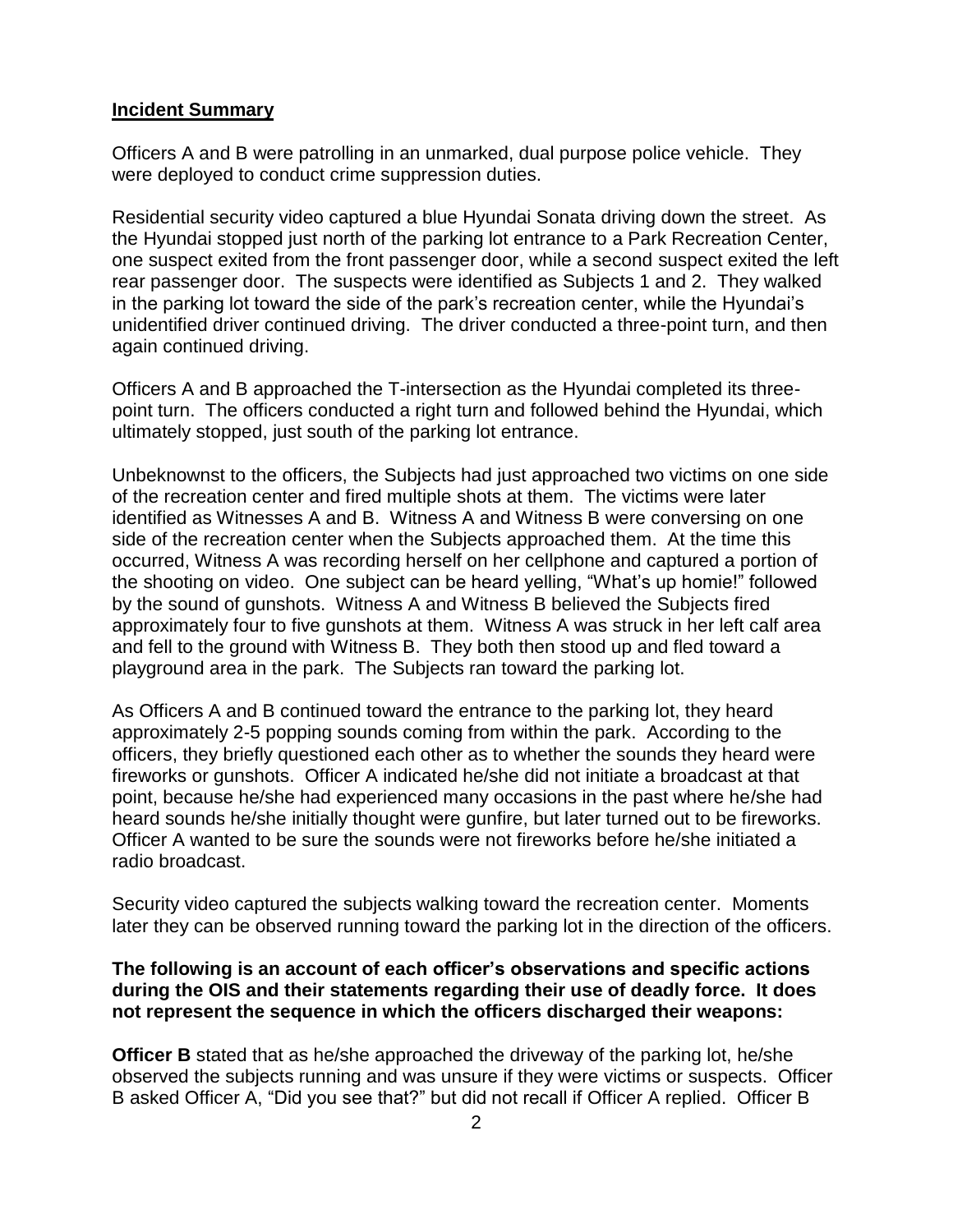## **Incident Summary**

Officers A and B were patrolling in an unmarked, dual purpose police vehicle. They were deployed to conduct crime suppression duties.

Residential security video captured a blue Hyundai Sonata driving down the street. As the Hyundai stopped just north of the parking lot entrance to a Park Recreation Center, one suspect exited from the front passenger door, while a second suspect exited the left rear passenger door. The suspects were identified as Subjects 1 and 2. They walked in the parking lot toward the side of the park's recreation center, while the Hyundai's unidentified driver continued driving. The driver conducted a three-point turn, and then again continued driving.

Officers A and B approached the T-intersection as the Hyundai completed its three-point turn. The officers conducted a right turn and followed behind the Hyundai, which ultimately stopped, just south of the parking lot entrance.

Unbeknownst to the officers, the Subjects had just approached two victims on one side of the recreation center and fired multiple shots at them. The victims were later identified as Witnesses A and B. Witness A and Witness B were conversing on one side of the recreation center when the Subjects approached them. At the time this occurred, Witness A was recording herself on her cellphone and captured a portion of the shooting on video. One subject can be heard yelling, "What's up homie!" followed by the sound of gunshots. Witness A and Witness B believed the Subjects fired approximately four to five gunshots at them. Witness A was struck in her left calf area and fell to the ground with Witness B. They both then stood up and fled toward a playground area in the park. The Subjects ran toward the parking lot.

As Officers A and B continued toward the entrance to the parking lot, they heard approximately 2-5 popping sounds coming from within the park. According to the officers, they briefly questioned each other as to whether the sounds they heard were fireworks or gunshots. Officer A indicated he/she did not initiate a broadcast at that point, because he/she had experienced many occasions in the past where he/she had heard sounds he/she initially thought were gunfire, but later turned out to be fireworks. Officer A wanted to be sure the sounds were not fireworks before he/she initiated a radio broadcast.

Security video captured the subjects walking toward the recreation center. Moments later they can be observed running toward the parking lot in the direction of the officers.

**The following is an account of each officer's observations and specific actions during the OIS and their statements regarding their use of deadly force. It does not represent the sequence in which the officers discharged their weapons:**

**Officer B** stated that as he/she approached the driveway of the parking lot, he/she observed the subjects running and was unsure if they were victims or suspects. Officer B asked Officer A, "Did you see that?" but did not recall if Officer A replied. Officer B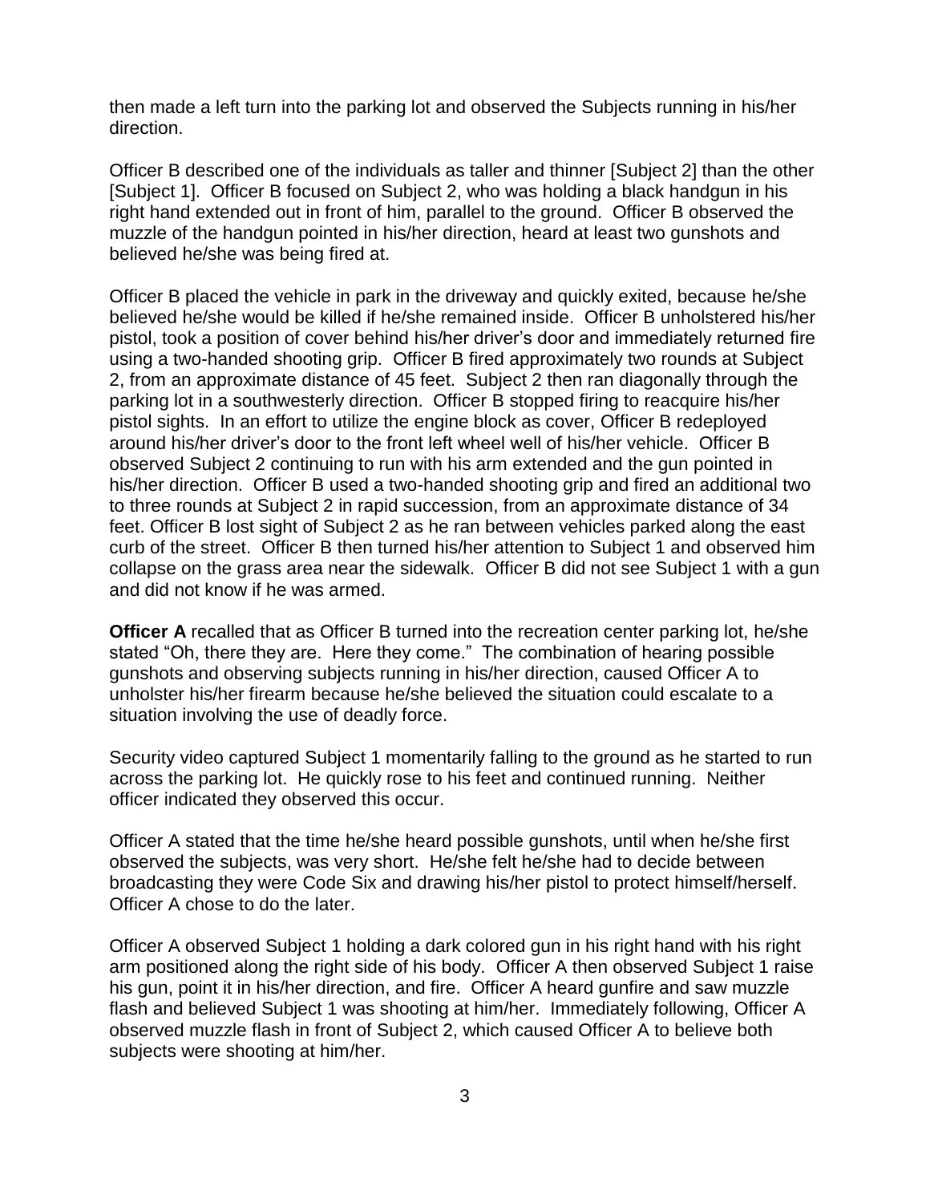then made a left turn into the parking lot and observed the Subjects running in his/her direction.

Officer B described one of the individuals as taller and thinner [Subject 2] than the other [Subject 1]. Officer B focused on Subject 2, who was holding a black handgun in his right hand extended out in front of him, parallel to the ground. Officer B observed the muzzle of the handgun pointed in his/her direction, heard at least two gunshots and believed he/she was being fired at.

Officer B placed the vehicle in park in the driveway and quickly exited, because he/she believed he/she would be killed if he/she remained inside. Officer B unholstered his/her pistol, took a position of cover behind his/her driver's door and immediately returned fire using a two-handed shooting grip. Officer B fired approximately two rounds at Subject 2, from an approximate distance of 45 feet. Subject 2 then ran diagonally through the parking lot in a southwesterly direction. Officer B stopped firing to reacquire his/her pistol sights. In an effort to utilize the engine block as cover, Officer B redeployed around his/her driver's door to the front left wheel well of his/her vehicle. Officer B observed Subject 2 continuing to run with his arm extended and the gun pointed in his/her direction. Officer B used a two-handed shooting grip and fired an additional two to three rounds at Subject 2 in rapid succession, from an approximate distance of 34 feet. Officer B lost sight of Subject 2 as he ran between vehicles parked along the east curb of the street. Officer B then turned his/her attention to Subject 1 and observed him collapse on the grass area near the sidewalk. Officer B did not see Subject 1 with a gun and did not know if he was armed.

**Officer A** recalled that as Officer B turned into the recreation center parking lot, he/she stated "Oh, there they are. Here they come." The combination of hearing possible gunshots and observing subjects running in his/her direction, caused Officer A to unholster his/her firearm because he/she believed the situation could escalate to a situation involving the use of deadly force.

Security video captured Subject 1 momentarily falling to the ground as he started to run across the parking lot. He quickly rose to his feet and continued running. Neither officer indicated they observed this occur.

Officer A stated that the time he/she heard possible gunshots, until when he/she first observed the subjects, was very short. He/she felt he/she had to decide between broadcasting they were Code Six and drawing his/her pistol to protect himself/herself. Officer A chose to do the later.

Officer A observed Subject 1 holding a dark colored gun in his right hand with his right arm positioned along the right side of his body. Officer A then observed Subject 1 raise his gun, point it in his/her direction, and fire. Officer A heard gunfire and saw muzzle flash and believed Subject 1 was shooting at him/her. Immediately following, Officer A observed muzzle flash in front of Subject 2, which caused Officer A to believe both subjects were shooting at him/her.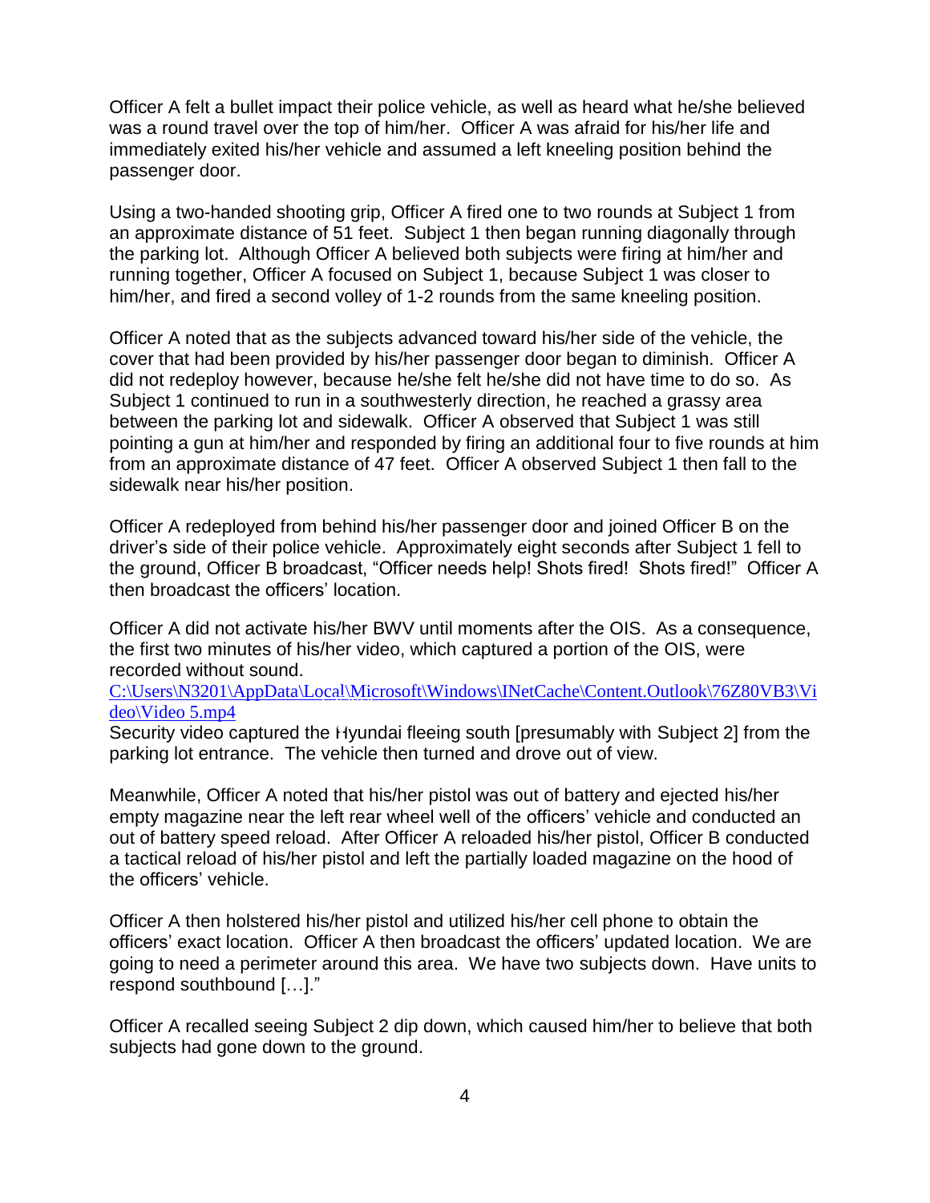Officer A felt a bullet impact their police vehicle, as well as heard what he/she believed was a round travel over the top of him/her. Officer A was afraid for his/her life and immediately exited his/her vehicle and assumed a left kneeling position behind the passenger door.

Using a two-handed shooting grip, Officer A fired one to two rounds at Subject 1 from an approximate distance of 51 feet. Subject 1 then began running diagonally through the parking lot. Although Officer A believed both subjects were firing at him/her and running together, Officer A focused on Subject 1, because Subject 1 was closer to him/her, and fired a second volley of 1-2 rounds from the same kneeling position.

Officer A noted that as the subjects advanced toward his/her side of the vehicle, the cover that had been provided by his/her passenger door began to diminish. Officer A did not redeploy however, because he/she felt he/she did not have time to do so. As Subject 1 continued to run in a southwesterly direction, he reached a grassy area between the parking lot and sidewalk. Officer A observed that Subject 1 was still pointing a gun at him/her and responded by firing an additional four to five rounds at him from an approximate distance of 47 feet. Officer A observed Subject 1 then fall to the sidewalk near his/her position.

Officer A redeployed from behind his/her passenger door and joined Officer B on the driver's side of their police vehicle. Approximately eight seconds after Subject 1 fell to the ground, Officer B broadcast, "Officer needs help! Shots fired! Shots fired!" Officer A then broadcast the officers' location.

Officer A did not activate his/her BWV until moments after the OIS. As a consequence, the first two minutes of his/her video, which captured a portion of the OIS, were recorded without sound.
C:\Users\N3201\AppData\Local\Microsoft\Windows\INetCache\Content.Outlook\76Z80VB3\Video\Video 5.mp4
Security video captured the Hyundai fleeing south [presumably with Subject 2] from the parking lot entrance. The vehicle then turned and drove out of view.

Meanwhile, Officer A noted that his/her pistol was out of battery and ejected his/her empty magazine near the left rear wheel well of the officers' vehicle and conducted an out of battery speed reload. After Officer A reloaded his/her pistol, Officer B conducted a tactical reload of his/her pistol and left the partially loaded magazine on the hood of the officers' vehicle.

Officer A then holstered his/her pistol and utilized his/her cell phone to obtain the officers' exact location. Officer A then broadcast the officers' updated location. We are going to need a perimeter around this area. We have two subjects down. Have units to respond southbound […]."

Officer A recalled seeing Subject 2 dip down, which caused him/her to believe that both subjects had gone down to the ground.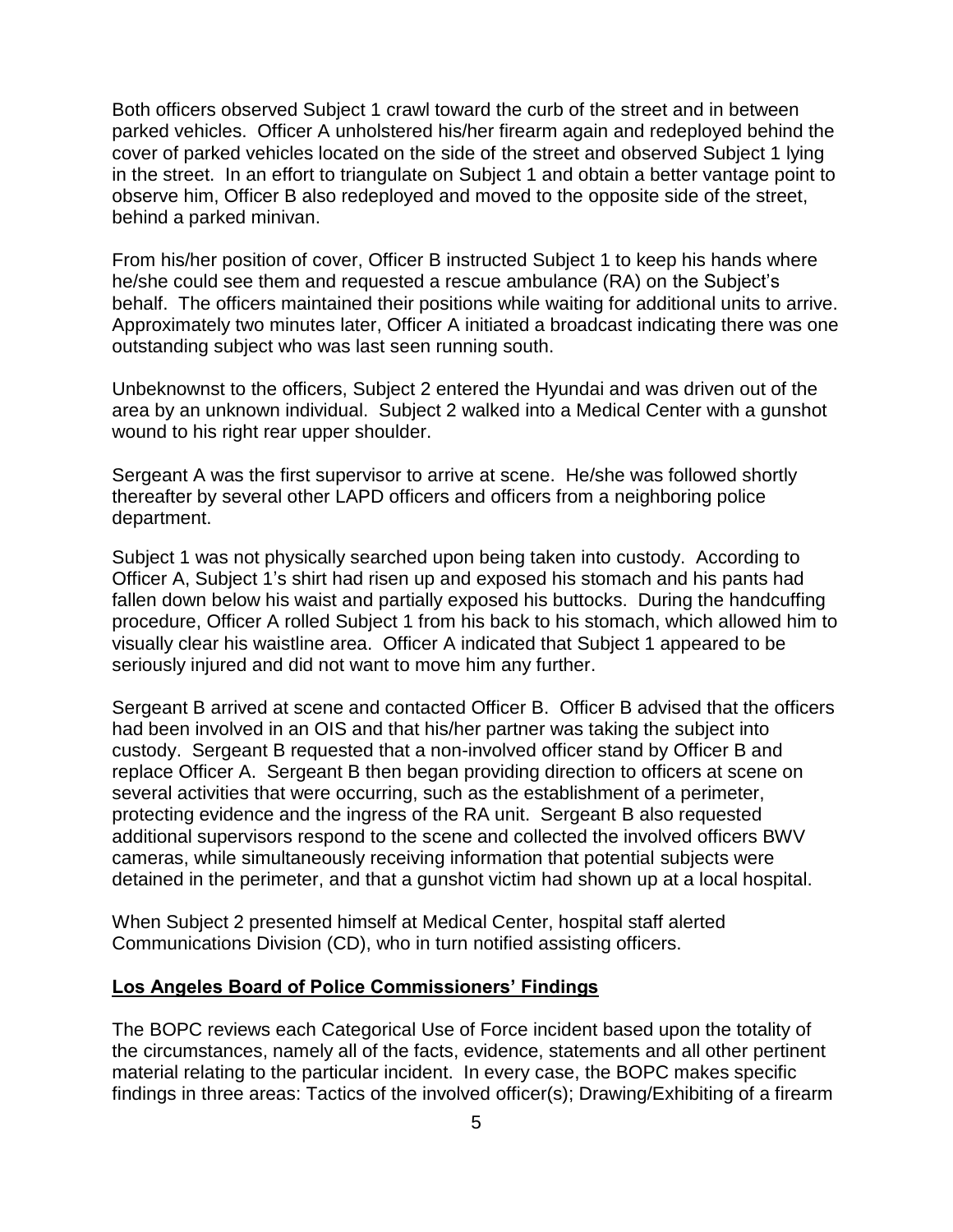Both officers observed Subject 1 crawl toward the curb of the street and in between parked vehicles. Officer A unholstered his/her firearm again and redeployed behind the cover of parked vehicles located on the side of the street and observed Subject 1 lying in the street. In an effort to triangulate on Subject 1 and obtain a better vantage point to observe him, Officer B also redeployed and moved to the opposite side of the street, behind a parked minivan.

From his/her position of cover, Officer B instructed Subject 1 to keep his hands where he/she could see them and requested a rescue ambulance (RA) on the Subject's behalf. The officers maintained their positions while waiting for additional units to arrive. Approximately two minutes later, Officer A initiated a broadcast indicating there was one outstanding subject who was last seen running south.

Unbeknownst to the officers, Subject 2 entered the Hyundai and was driven out of the area by an unknown individual. Subject 2 walked into a Medical Center with a gunshot wound to his right rear upper shoulder.

Sergeant A was the first supervisor to arrive at scene. He/she was followed shortly thereafter by several other LAPD officers and officers from a neighboring police department.

Subject 1 was not physically searched upon being taken into custody. According to Officer A, Subject 1's shirt had risen up and exposed his stomach and his pants had fallen down below his waist and partially exposed his buttocks. During the handcuffing procedure, Officer A rolled Subject 1 from his back to his stomach, which allowed him to visually clear his waistline area. Officer A indicated that Subject 1 appeared to be seriously injured and did not want to move him any further.

Sergeant B arrived at scene and contacted Officer B. Officer B advised that the officers had been involved in an OIS and that his/her partner was taking the subject into custody. Sergeant B requested that a non-involved officer stand by Officer B and replace Officer A. Sergeant B then began providing direction to officers at scene on several activities that were occurring, such as the establishment of a perimeter, protecting evidence and the ingress of the RA unit. Sergeant B also requested additional supervisors respond to the scene and collected the involved officers BWV cameras, while simultaneously receiving information that potential subjects were detained in the perimeter, and that a gunshot victim had shown up at a local hospital.

When Subject 2 presented himself at Medical Center, hospital staff alerted Communications Division (CD), who in turn notified assisting officers.

## Los Angeles Board of Police Commissioners' Findings

The BOPC reviews each Categorical Use of Force incident based upon the totality of the circumstances, namely all of the facts, evidence, statements and all other pertinent material relating to the particular incident. In every case, the BOPC makes specific findings in three areas: Tactics of the involved officer(s); Drawing/Exhibiting of a firearm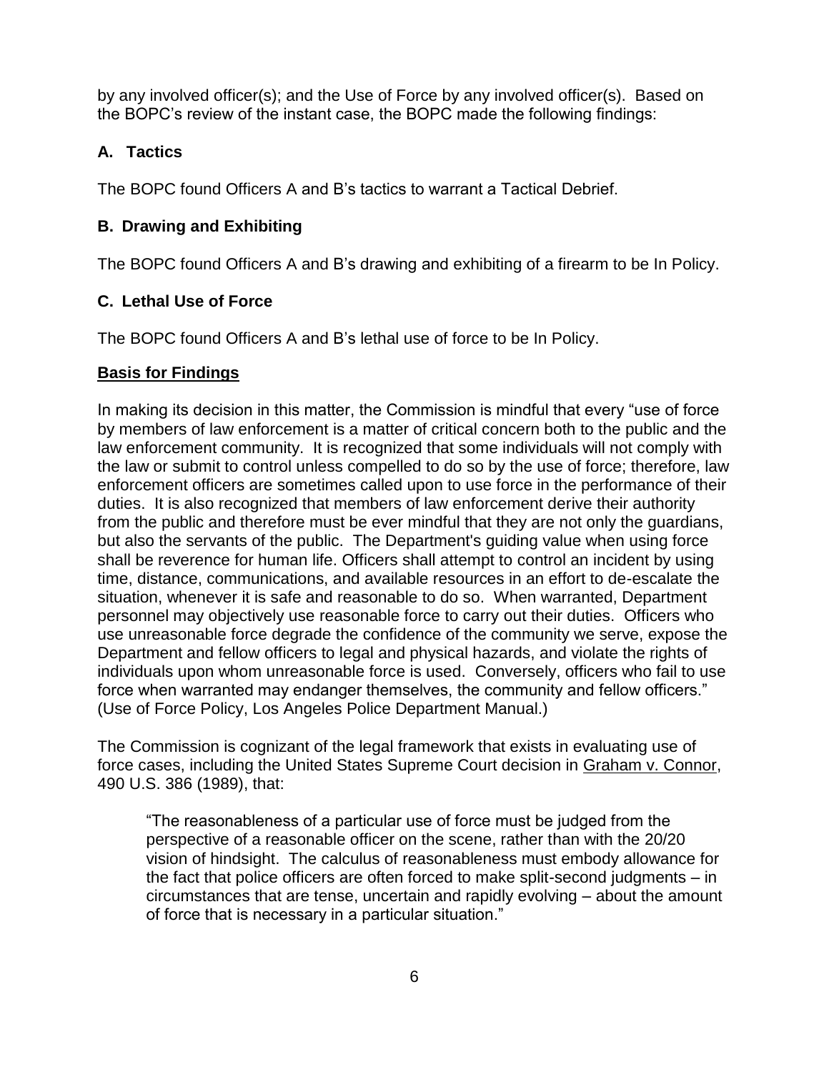by any involved officer(s); and the Use of Force by any involved officer(s). Based on the BOPC's review of the instant case, the BOPC made the following findings:

### A. Tactics

The BOPC found Officers A and B's tactics to warrant a Tactical Debrief.

### B. Drawing and Exhibiting

The BOPC found Officers A and B's drawing and exhibiting of a firearm to be In Policy.

### C. Lethal Use of Force

The BOPC found Officers A and B's lethal use of force to be In Policy.

## Basis for Findings

In making its decision in this matter, the Commission is mindful that every "use of force by members of law enforcement is a matter of critical concern both to the public and the law enforcement community. It is recognized that some individuals will not comply with the law or submit to control unless compelled to do so by the use of force; therefore, law enforcement officers are sometimes called upon to use force in the performance of their duties. It is also recognized that members of law enforcement derive their authority from the public and therefore must be ever mindful that they are not only the guardians, but also the servants of the public. The Department's guiding value when using force shall be reverence for human life. Officers shall attempt to control an incident by using time, distance, communications, and available resources in an effort to de-escalate the situation, whenever it is safe and reasonable to do so. When warranted, Department personnel may objectively use reasonable force to carry out their duties. Officers who use unreasonable force degrade the confidence of the community we serve, expose the Department and fellow officers to legal and physical hazards, and violate the rights of individuals upon whom unreasonable force is used. Conversely, officers who fail to use force when warranted may endanger themselves, the community and fellow officers." (Use of Force Policy, Los Angeles Police Department Manual.)

The Commission is cognizant of the legal framework that exists in evaluating use of force cases, including the United States Supreme Court decision in Graham v. Connor, 490 U.S. 386 (1989), that:

> "The reasonableness of a particular use of force must be judged from the perspective of a reasonable officer on the scene, rather than with the 20/20 vision of hindsight. The calculus of reasonableness must embody allowance for the fact that police officers are often forced to make split-second judgments – in circumstances that are tense, uncertain and rapidly evolving – about the amount of force that is necessary in a particular situation."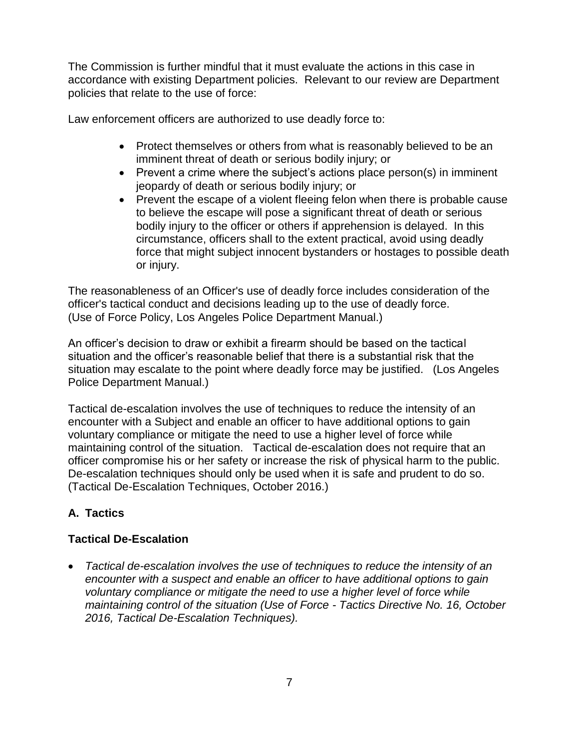The Commission is further mindful that it must evaluate the actions in this case in accordance with existing Department policies. Relevant to our review are Department policies that relate to the use of force:

Law enforcement officers are authorized to use deadly force to:

- Protect themselves or others from what is reasonably believed to be an imminent threat of death or serious bodily injury; or
- Prevent a crime where the subject's actions place person(s) in imminent jeopardy of death or serious bodily injury; or
- Prevent the escape of a violent fleeing felon when there is probable cause to believe the escape will pose a significant threat of death or serious bodily injury to the officer or others if apprehension is delayed. In this circumstance, officers shall to the extent practical, avoid using deadly force that might subject innocent bystanders or hostages to possible death or injury.

The reasonableness of an Officer's use of deadly force includes consideration of the officer's tactical conduct and decisions leading up to the use of deadly force. (Use of Force Policy, Los Angeles Police Department Manual.)

An officer's decision to draw or exhibit a firearm should be based on the tactical situation and the officer's reasonable belief that there is a substantial risk that the situation may escalate to the point where deadly force may be justified. (Los Angeles Police Department Manual.)

Tactical de-escalation involves the use of techniques to reduce the intensity of an encounter with a Subject and enable an officer to have additional options to gain voluntary compliance or mitigate the need to use a higher level of force while maintaining control of the situation. Tactical de-escalation does not require that an officer compromise his or her safety or increase the risk of physical harm to the public. De-escalation techniques should only be used when it is safe and prudent to do so. (Tactical De-Escalation Techniques, October 2016.)

## A. Tactics

### Tactical De-Escalation

- *Tactical de-escalation involves the use of techniques to reduce the intensity of an encounter with a suspect and enable an officer to have additional options to gain voluntary compliance or mitigate the need to use a higher level of force while maintaining control of the situation (Use of Force - Tactics Directive No. 16, October 2016, Tactical De-Escalation Techniques).*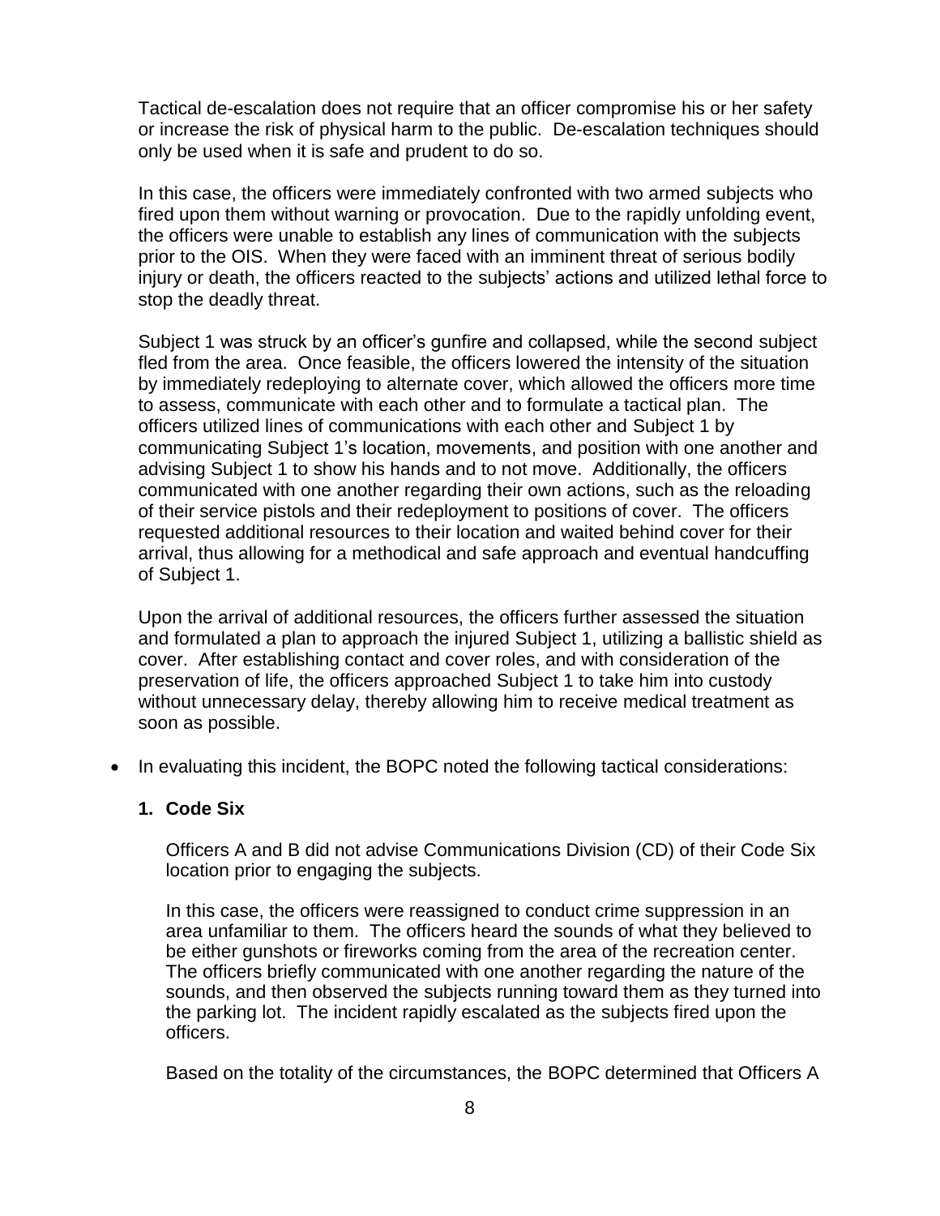Tactical de-escalation does not require that an officer compromise his or her safety or increase the risk of physical harm to the public. De-escalation techniques should only be used when it is safe and prudent to do so.

In this case, the officers were immediately confronted with two armed subjects who fired upon them without warning or provocation. Due to the rapidly unfolding event, the officers were unable to establish any lines of communication with the subjects prior to the OIS. When they were faced with an imminent threat of serious bodily injury or death, the officers reacted to the subjects' actions and utilized lethal force to stop the deadly threat.

Subject 1 was struck by an officer's gunfire and collapsed, while the second subject fled from the area. Once feasible, the officers lowered the intensity of the situation by immediately redeploying to alternate cover, which allowed the officers more time to assess, communicate with each other and to formulate a tactical plan. The officers utilized lines of communications with each other and Subject 1 by communicating Subject 1's location, movements, and position with one another and advising Subject 1 to show his hands and to not move. Additionally, the officers communicated with one another regarding their own actions, such as the reloading of their service pistols and their redeployment to positions of cover. The officers requested additional resources to their location and waited behind cover for their arrival, thus allowing for a methodical and safe approach and eventual handcuffing of Subject 1.

Upon the arrival of additional resources, the officers further assessed the situation and formulated a plan to approach the injured Subject 1, utilizing a ballistic shield as cover. After establishing contact and cover roles, and with consideration of the preservation of life, the officers approached Subject 1 to take him into custody without unnecessary delay, thereby allowing him to receive medical treatment as soon as possible.

- In evaluating this incident, the BOPC noted the following tactical considerations:

  **1. Code Six**

  Officers A and B did not advise Communications Division (CD) of their Code Six location prior to engaging the subjects.

  In this case, the officers were reassigned to conduct crime suppression in an area unfamiliar to them. The officers heard the sounds of what they believed to be either gunshots or fireworks coming from the area of the recreation center. The officers briefly communicated with one another regarding the nature of the sounds, and then observed the subjects running toward them as they turned into the parking lot. The incident rapidly escalated as the subjects fired upon the officers.

  Based on the totality of the circumstances, the BOPC determined that Officers A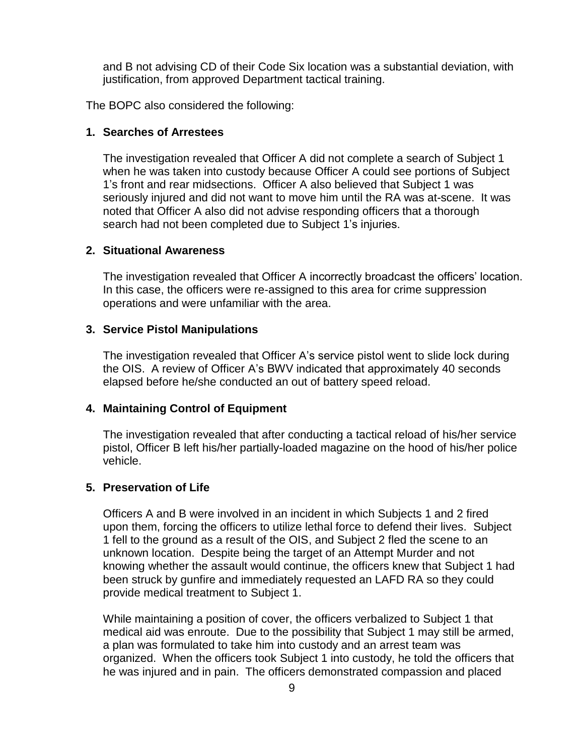and B not advising CD of their Code Six location was a substantial deviation, with justification, from approved Department tactical training.

The BOPC also considered the following:

**1. Searches of Arrestees**

The investigation revealed that Officer A did not complete a search of Subject 1 when he was taken into custody because Officer A could see portions of Subject 1's front and rear midsections. Officer A also believed that Subject 1 was seriously injured and did not want to move him until the RA was at-scene. It was noted that Officer A also did not advise responding officers that a thorough search had not been completed due to Subject 1's injuries.

**2. Situational Awareness**

The investigation revealed that Officer A incorrectly broadcast the officers' location. In this case, the officers were re-assigned to this area for crime suppression operations and were unfamiliar with the area.

**3. Service Pistol Manipulations**

The investigation revealed that Officer A's service pistol went to slide lock during the OIS. A review of Officer A's BWV indicated that approximately 40 seconds elapsed before he/she conducted an out of battery speed reload.

**4. Maintaining Control of Equipment**

The investigation revealed that after conducting a tactical reload of his/her service pistol, Officer B left his/her partially-loaded magazine on the hood of his/her police vehicle.

**5. Preservation of Life**

Officers A and B were involved in an incident in which Subjects 1 and 2 fired upon them, forcing the officers to utilize lethal force to defend their lives. Subject 1 fell to the ground as a result of the OIS, and Subject 2 fled the scene to an unknown location. Despite being the target of an Attempt Murder and not knowing whether the assault would continue, the officers knew that Subject 1 had been struck by gunfire and immediately requested an LAFD RA so they could provide medical treatment to Subject 1.

While maintaining a position of cover, the officers verbalized to Subject 1 that medical aid was enroute. Due to the possibility that Subject 1 may still be armed, a plan was formulated to take him into custody and an arrest team was organized. When the officers took Subject 1 into custody, he told the officers that he was injured and in pain. The officers demonstrated compassion and placed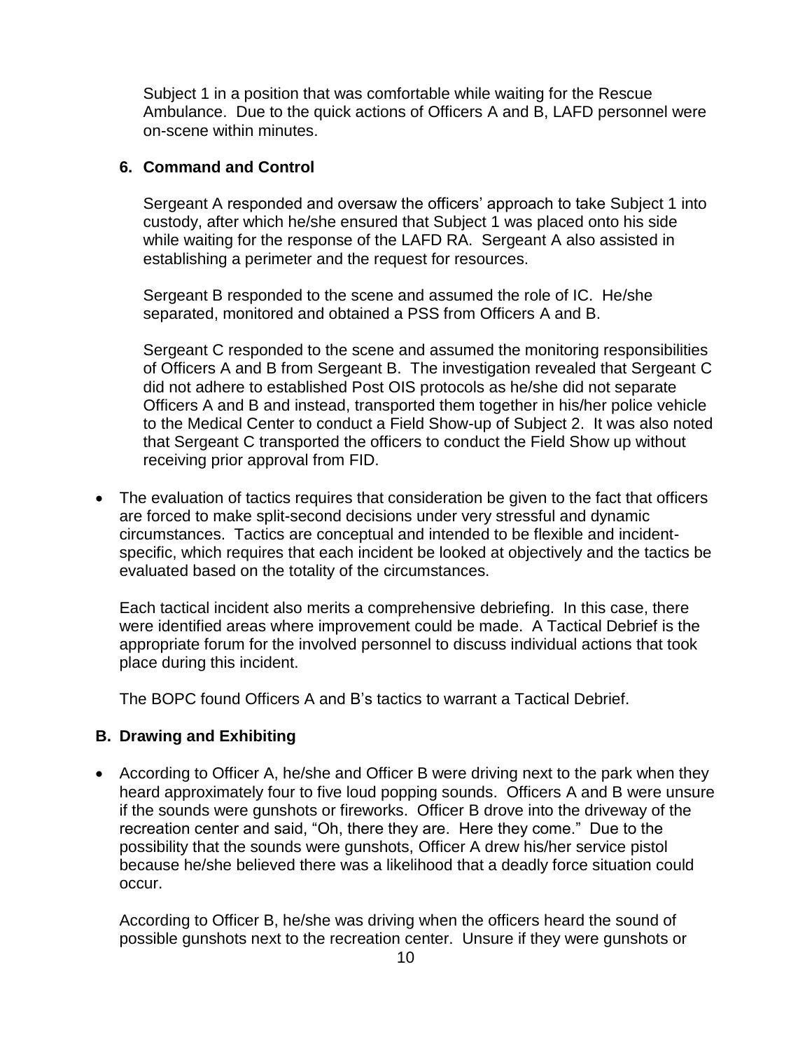Subject 1 in a position that was comfortable while waiting for the Rescue Ambulance. Due to the quick actions of Officers A and B, LAFD personnel were on-scene within minutes.

**6. Command and Control**

Sergeant A responded and oversaw the officers' approach to take Subject 1 into custody, after which he/she ensured that Subject 1 was placed onto his side while waiting for the response of the LAFD RA. Sergeant A also assisted in establishing a perimeter and the request for resources.

Sergeant B responded to the scene and assumed the role of IC. He/she separated, monitored and obtained a PSS from Officers A and B.

Sergeant C responded to the scene and assumed the monitoring responsibilities of Officers A and B from Sergeant B. The investigation revealed that Sergeant C did not adhere to established Post OIS protocols as he/she did not separate Officers A and B and instead, transported them together in his/her police vehicle to the Medical Center to conduct a Field Show-up of Subject 2. It was also noted that Sergeant C transported the officers to conduct the Field Show up without receiving prior approval from FID.

- The evaluation of tactics requires that consideration be given to the fact that officers are forced to make split-second decisions under very stressful and dynamic circumstances. Tactics are conceptual and intended to be flexible and incident-specific, which requires that each incident be looked at objectively and the tactics be evaluated based on the totality of the circumstances.

  Each tactical incident also merits a comprehensive debriefing. In this case, there were identified areas where improvement could be made. A Tactical Debrief is the appropriate forum for the involved personnel to discuss individual actions that took place during this incident.

  The BOPC found Officers A and B's tactics to warrant a Tactical Debrief.

## B. Drawing and Exhibiting

- According to Officer A, he/she and Officer B were driving next to the park when they heard approximately four to five loud popping sounds. Officers A and B were unsure if the sounds were gunshots or fireworks. Officer B drove into the driveway of the recreation center and said, "Oh, there they are. Here they come." Due to the possibility that the sounds were gunshots, Officer A drew his/her service pistol because he/she believed there was a likelihood that a deadly force situation could occur.

  According to Officer B, he/she was driving when the officers heard the sound of possible gunshots next to the recreation center. Unsure if they were gunshots or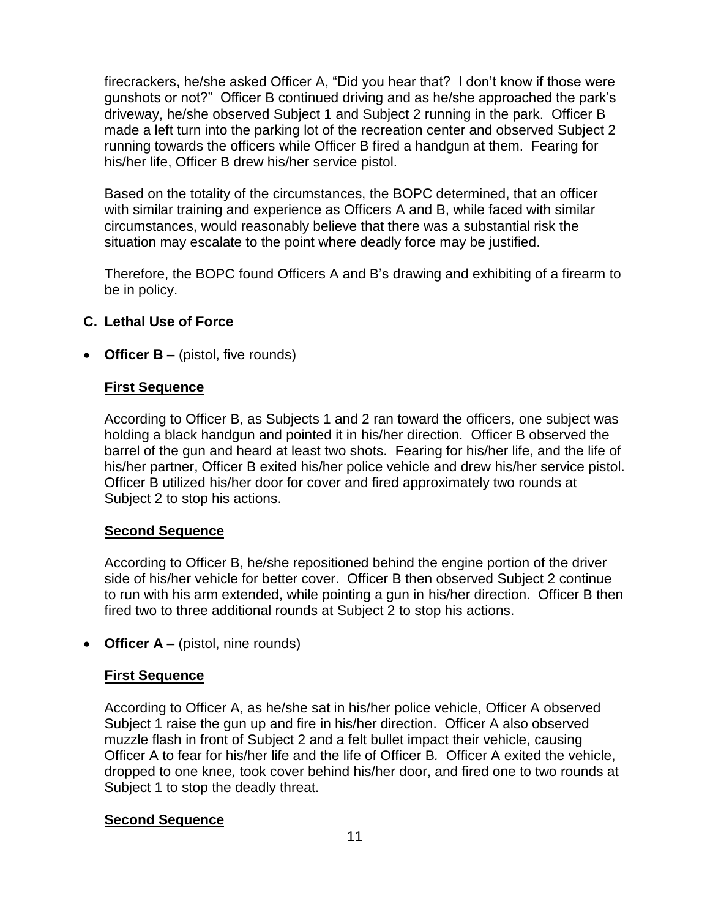firecrackers, he/she asked Officer A, "Did you hear that? I don't know if those were gunshots or not?" Officer B continued driving and as he/she approached the park's driveway, he/she observed Subject 1 and Subject 2 running in the park. Officer B made a left turn into the parking lot of the recreation center and observed Subject 2 running towards the officers while Officer B fired a handgun at them. Fearing for his/her life, Officer B drew his/her service pistol.

Based on the totality of the circumstances, the BOPC determined, that an officer with similar training and experience as Officers A and B, while faced with similar circumstances, would reasonably believe that there was a substantial risk the situation may escalate to the point where deadly force may be justified.

Therefore, the BOPC found Officers A and B's drawing and exhibiting of a firearm to be in policy.

### C. Lethal Use of Force

- **Officer B –** (pistol, five rounds)

**First Sequence**

According to Officer B, as Subjects 1 and 2 ran toward the officers*,* one subject was holding a black handgun and pointed it in his/her direction*.* Officer B observed the barrel of the gun and heard at least two shots. Fearing for his/her life, and the life of his/her partner, Officer B exited his/her police vehicle and drew his/her service pistol. Officer B utilized his/her door for cover and fired approximately two rounds at Subject 2 to stop his actions.

**Second Sequence**

According to Officer B, he/she repositioned behind the engine portion of the driver side of his/her vehicle for better cover. Officer B then observed Subject 2 continue to run with his arm extended, while pointing a gun in his/her direction. Officer B then fired two to three additional rounds at Subject 2 to stop his actions.

- **Officer A –** (pistol, nine rounds)

**First Sequence**

According to Officer A, as he/she sat in his/her police vehicle, Officer A observed Subject 1 raise the gun up and fire in his/her direction. Officer A also observed muzzle flash in front of Subject 2 and a felt bullet impact their vehicle, causing Officer A to fear for his/her life and the life of Officer B*.* Officer A exited the vehicle, dropped to one knee*,* took cover behind his/her door, and fired one to two rounds at Subject 1 to stop the deadly threat.

**Second Sequence**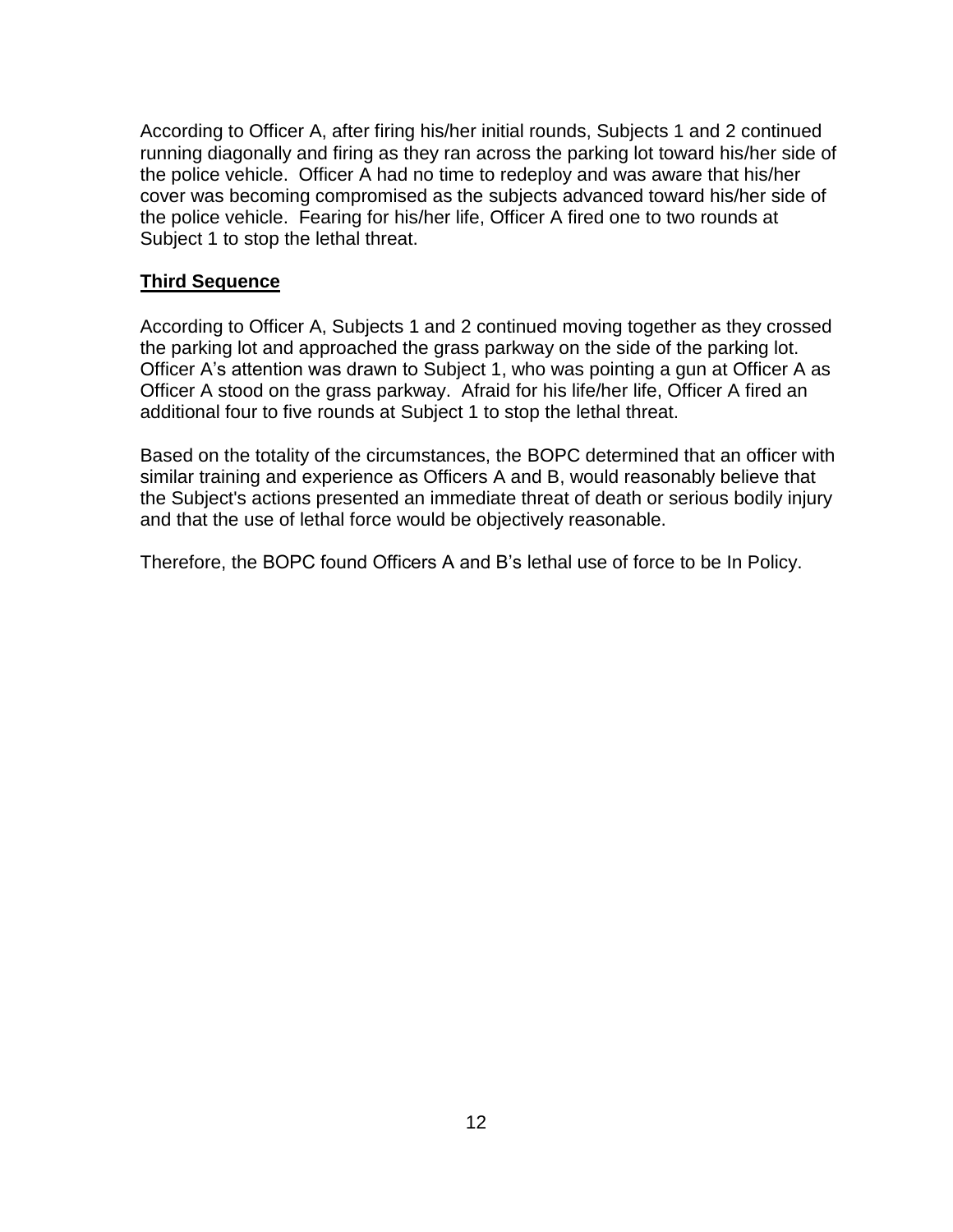According to Officer A, after firing his/her initial rounds, Subjects 1 and 2 continued running diagonally and firing as they ran across the parking lot toward his/her side of the police vehicle. Officer A had no time to redeploy and was aware that his/her cover was becoming compromised as the subjects advanced toward his/her side of the police vehicle. Fearing for his/her life, Officer A fired one to two rounds at Subject 1 to stop the lethal threat.

**Third Sequence**

According to Officer A, Subjects 1 and 2 continued moving together as they crossed the parking lot and approached the grass parkway on the side of the parking lot. Officer A's attention was drawn to Subject 1, who was pointing a gun at Officer A as Officer A stood on the grass parkway. Afraid for his life/her life, Officer A fired an additional four to five rounds at Subject 1 to stop the lethal threat.

Based on the totality of the circumstances, the BOPC determined that an officer with similar training and experience as Officers A and B, would reasonably believe that the Subject's actions presented an immediate threat of death or serious bodily injury and that the use of lethal force would be objectively reasonable.

Therefore, the BOPC found Officers A and B's lethal use of force to be In Policy.